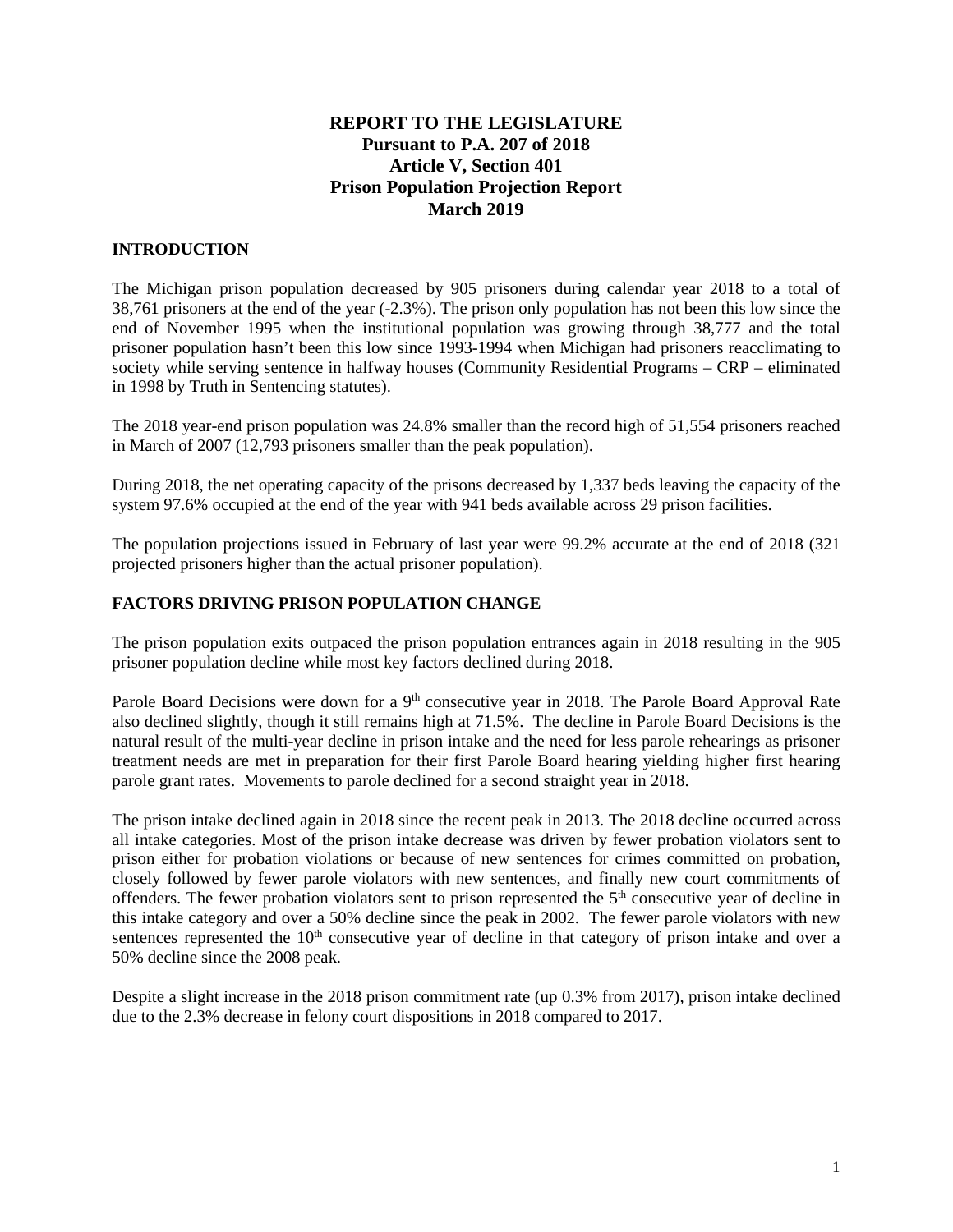# REPORT TO THE LEGISLATURE
# Pursuant to P.A. 207 of 2018
# Article V, Section 401
# Prison Population Projection Report
# March 2019

## INTRODUCTION

The Michigan prison population decreased by 905 prisoners during calendar year 2018 to a total of 38,761 prisoners at the end of the year (-2.3%). The prison only population has not been this low since the end of November 1995 when the institutional population was growing through 38,777 and the total prisoner population hasn't been this low since 1993-1994 when Michigan had prisoners reacclimating to society while serving sentence in halfway houses (Community Residential Programs – CRP – eliminated in 1998 by Truth in Sentencing statutes).

The 2018 year-end prison population was 24.8% smaller than the record high of 51,554 prisoners reached in March of 2007 (12,793 prisoners smaller than the peak population).

During 2018, the net operating capacity of the prisons decreased by 1,337 beds leaving the capacity of the system 97.6% occupied at the end of the year with 941 beds available across 29 prison facilities.

The population projections issued in February of last year were 99.2% accurate at the end of 2018 (321 projected prisoners higher than the actual prisoner population).

## FACTORS DRIVING PRISON POPULATION CHANGE

The prison population exits outpaced the prison population entrances again in 2018 resulting in the 905 prisoner population decline while most key factors declined during 2018.

Parole Board Decisions were down for a 9th consecutive year in 2018. The Parole Board Approval Rate also declined slightly, though it still remains high at 71.5%. The decline in Parole Board Decisions is the natural result of the multi-year decline in prison intake and the need for less parole rehearings as prisoner treatment needs are met in preparation for their first Parole Board hearing yielding higher first hearing parole grant rates. Movements to parole declined for a second straight year in 2018.

The prison intake declined again in 2018 since the recent peak in 2013. The 2018 decline occurred across all intake categories. Most of the prison intake decrease was driven by fewer probation violators sent to prison either for probation violations or because of new sentences for crimes committed on probation, closely followed by fewer parole violators with new sentences, and finally new court commitments of offenders. The fewer probation violators sent to prison represented the 5th consecutive year of decline in this intake category and over a 50% decline since the peak in 2002. The fewer parole violators with new sentences represented the 10th consecutive year of decline in that category of prison intake and over a 50% decline since the 2008 peak.

Despite a slight increase in the 2018 prison commitment rate (up 0.3% from 2017), prison intake declined due to the 2.3% decrease in felony court dispositions in 2018 compared to 2017.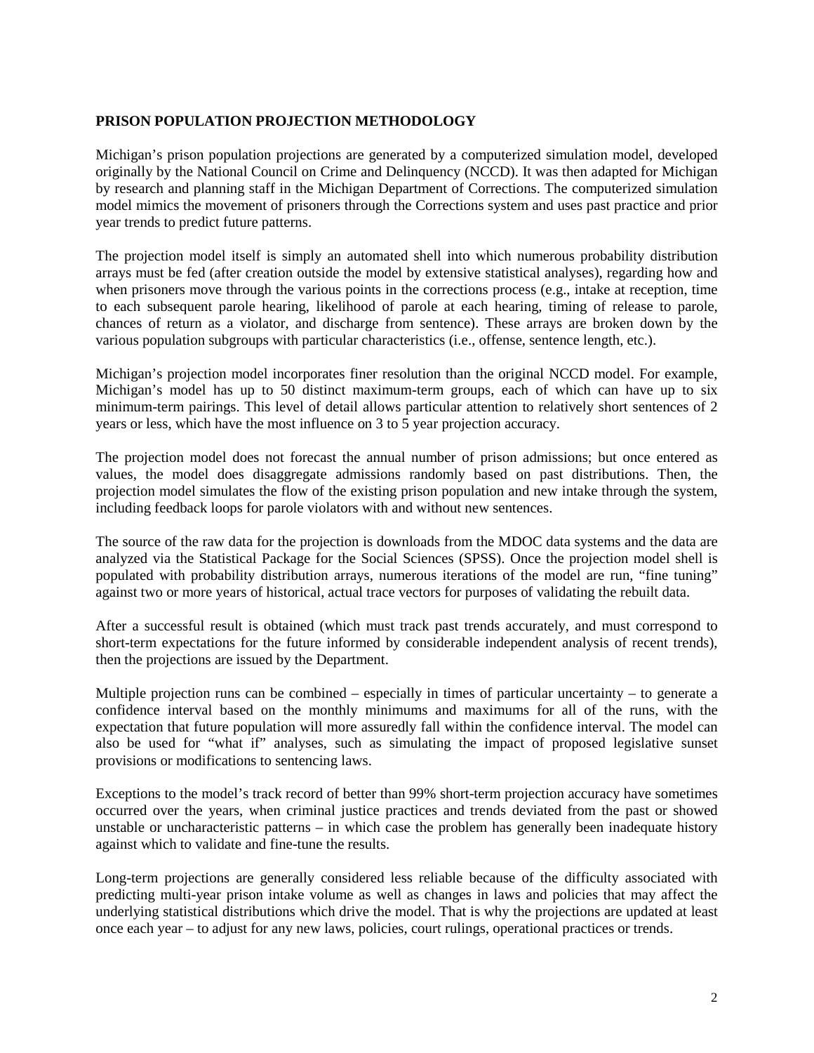**PRISON POPULATION PROJECTION METHODOLOGY**

Michigan's prison population projections are generated by a computerized simulation model, developed originally by the National Council on Crime and Delinquency (NCCD). It was then adapted for Michigan by research and planning staff in the Michigan Department of Corrections. The computerized simulation model mimics the movement of prisoners through the Corrections system and uses past practice and prior year trends to predict future patterns.

The projection model itself is simply an automated shell into which numerous probability distribution arrays must be fed (after creation outside the model by extensive statistical analyses), regarding how and when prisoners move through the various points in the corrections process (e.g., intake at reception, time to each subsequent parole hearing, likelihood of parole at each hearing, timing of release to parole, chances of return as a violator, and discharge from sentence). These arrays are broken down by the various population subgroups with particular characteristics (i.e., offense, sentence length, etc.).

Michigan's projection model incorporates finer resolution than the original NCCD model. For example, Michigan's model has up to 50 distinct maximum-term groups, each of which can have up to six minimum-term pairings. This level of detail allows particular attention to relatively short sentences of 2 years or less, which have the most influence on 3 to 5 year projection accuracy.

The projection model does not forecast the annual number of prison admissions; but once entered as values, the model does disaggregate admissions randomly based on past distributions. Then, the projection model simulates the flow of the existing prison population and new intake through the system, including feedback loops for parole violators with and without new sentences.

The source of the raw data for the projection is downloads from the MDOC data systems and the data are analyzed via the Statistical Package for the Social Sciences (SPSS). Once the projection model shell is populated with probability distribution arrays, numerous iterations of the model are run, "fine tuning" against two or more years of historical, actual trace vectors for purposes of validating the rebuilt data.

After a successful result is obtained (which must track past trends accurately, and must correspond to short-term expectations for the future informed by considerable independent analysis of recent trends), then the projections are issued by the Department.

Multiple projection runs can be combined – especially in times of particular uncertainty – to generate a confidence interval based on the monthly minimums and maximums for all of the runs, with the expectation that future population will more assuredly fall within the confidence interval. The model can also be used for "what if" analyses, such as simulating the impact of proposed legislative sunset provisions or modifications to sentencing laws.

Exceptions to the model's track record of better than 99% short-term projection accuracy have sometimes occurred over the years, when criminal justice practices and trends deviated from the past or showed unstable or uncharacteristic patterns – in which case the problem has generally been inadequate history against which to validate and fine-tune the results.

Long-term projections are generally considered less reliable because of the difficulty associated with predicting multi-year prison intake volume as well as changes in laws and policies that may affect the underlying statistical distributions which drive the model. That is why the projections are updated at least once each year – to adjust for any new laws, policies, court rulings, operational practices or trends.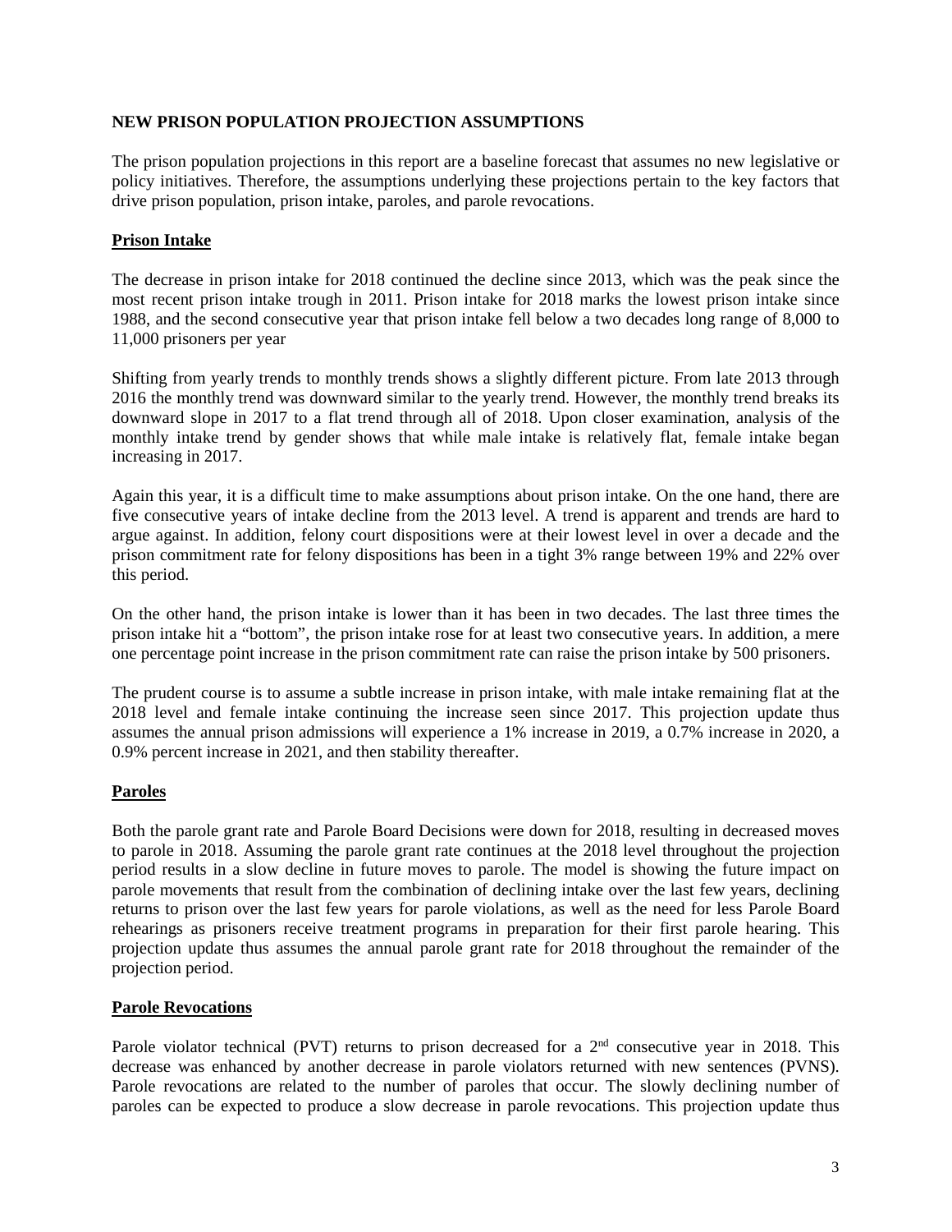**NEW PRISON POPULATION PROJECTION ASSUMPTIONS**

The prison population projections in this report are a baseline forecast that assumes no new legislative or policy initiatives. Therefore, the assumptions underlying these projections pertain to the key factors that drive prison population, prison intake, paroles, and parole revocations.

**Prison Intake**

The decrease in prison intake for 2018 continued the decline since 2013, which was the peak since the most recent prison intake trough in 2011. Prison intake for 2018 marks the lowest prison intake since 1988, and the second consecutive year that prison intake fell below a two decades long range of 8,000 to 11,000 prisoners per year

Shifting from yearly trends to monthly trends shows a slightly different picture. From late 2013 through 2016 the monthly trend was downward similar to the yearly trend. However, the monthly trend breaks its downward slope in 2017 to a flat trend through all of 2018. Upon closer examination, analysis of the monthly intake trend by gender shows that while male intake is relatively flat, female intake began increasing in 2017.

Again this year, it is a difficult time to make assumptions about prison intake. On the one hand, there are five consecutive years of intake decline from the 2013 level. A trend is apparent and trends are hard to argue against. In addition, felony court dispositions were at their lowest level in over a decade and the prison commitment rate for felony dispositions has been in a tight 3% range between 19% and 22% over this period.

On the other hand, the prison intake is lower than it has been in two decades. The last three times the prison intake hit a "bottom", the prison intake rose for at least two consecutive years. In addition, a mere one percentage point increase in the prison commitment rate can raise the prison intake by 500 prisoners.

The prudent course is to assume a subtle increase in prison intake, with male intake remaining flat at the 2018 level and female intake continuing the increase seen since 2017. This projection update thus assumes the annual prison admissions will experience a 1% increase in 2019, a 0.7% increase in 2020, a 0.9% percent increase in 2021, and then stability thereafter.

**Paroles**

Both the parole grant rate and Parole Board Decisions were down for 2018, resulting in decreased moves to parole in 2018. Assuming the parole grant rate continues at the 2018 level throughout the projection period results in a slow decline in future moves to parole. The model is showing the future impact on parole movements that result from the combination of declining intake over the last few years, declining returns to prison over the last few years for parole violations, as well as the need for less Parole Board rehearings as prisoners receive treatment programs in preparation for their first parole hearing. This projection update thus assumes the annual parole grant rate for 2018 throughout the remainder of the projection period.

**Parole Revocations**

Parole violator technical (PVT) returns to prison decreased for a 2nd consecutive year in 2018. This decrease was enhanced by another decrease in parole violators returned with new sentences (PVNS). Parole revocations are related to the number of paroles that occur. The slowly declining number of paroles can be expected to produce a slow decrease in parole revocations. This projection update thus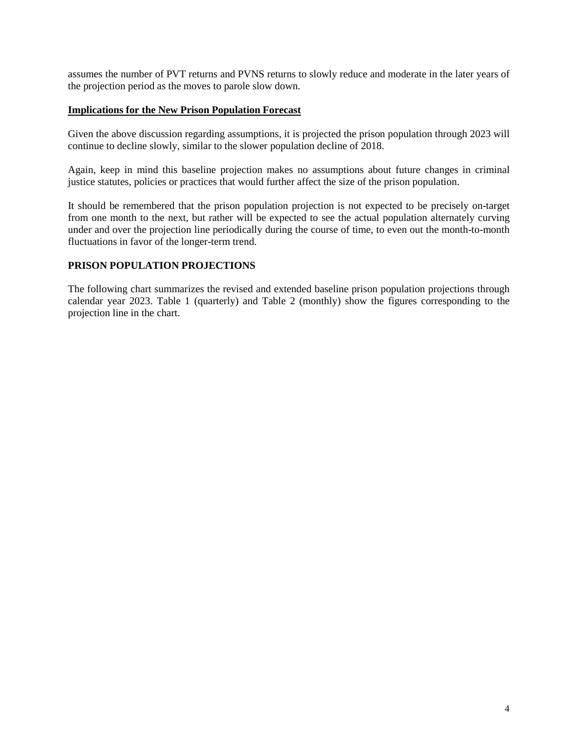assumes the number of PVT returns and PVNS returns to slowly reduce and moderate in the later years of the projection period as the moves to parole slow down.

## **<u>Implications for the New Prison Population Forecast</u>**

Given the above discussion regarding assumptions, it is projected the prison population through 2023 will continue to decline slowly, similar to the slower population decline of 2018.

Again, keep in mind this baseline projection makes no assumptions about future changes in criminal justice statutes, policies or practices that would further affect the size of the prison population.

It should be remembered that the prison population projection is not expected to be precisely on-target from one month to the next, but rather will be expected to see the actual population alternately curving under and over the projection line periodically during the course of time, to even out the month-to-month fluctuations in favor of the longer-term trend.

## **PRISON POPULATION PROJECTIONS**

The following chart summarizes the revised and extended baseline prison population projections through calendar year 2023. Table 1 (quarterly) and Table 2 (monthly) show the figures corresponding to the projection line in the chart.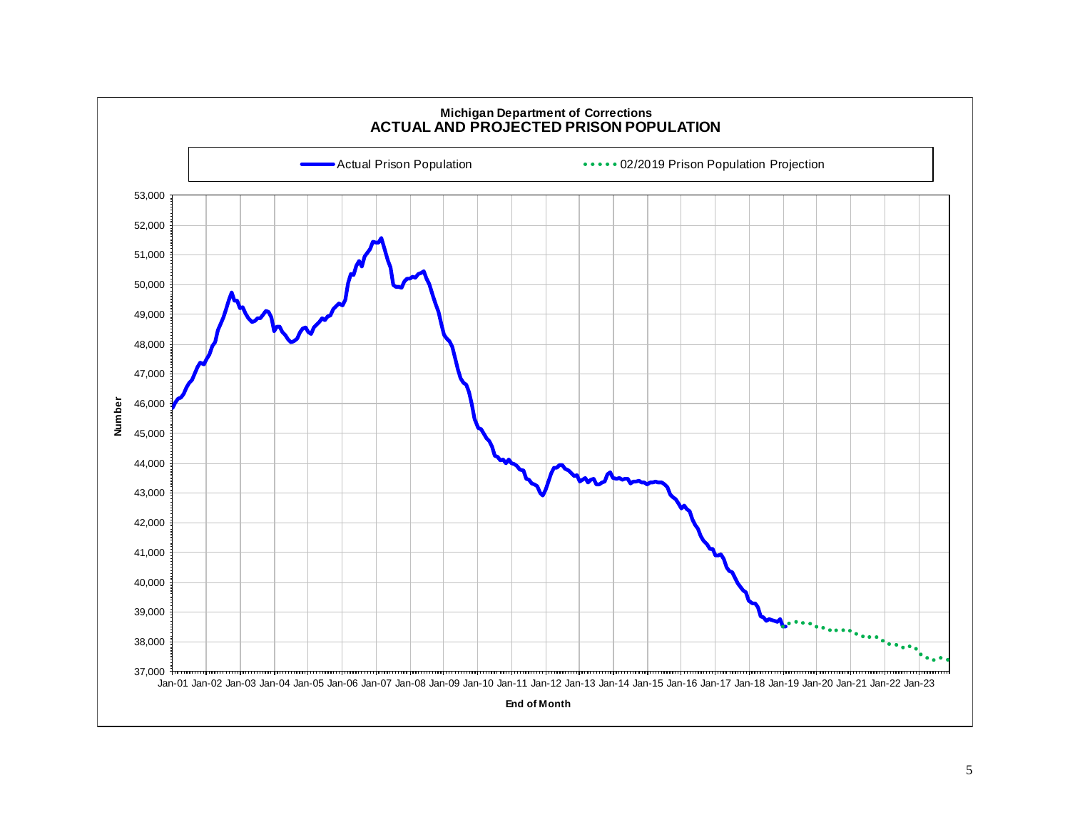**Michigan Department of Corrections**
**ACTUAL AND PROJECTED PRISON POPULATION**

Actual Prison Population | 02/2019 Prison Population Projection

Number

53,000
52,000
51,000
50,000
49,000
48,000
47,000
46,000
45,000
44,000
43,000
42,000
41,000
40,000
39,000
38,000
37,000

Jan-01 Jan-02 Jan-03 Jan-04 Jan-05 Jan-06 Jan-07 Jan-08 Jan-09 Jan-10 Jan-11 Jan-12 Jan-13 Jan-14 Jan-15 Jan-16 Jan-17 Jan-18 Jan-19 Jan-20 Jan-21 Jan-22 Jan-23

**End of Month**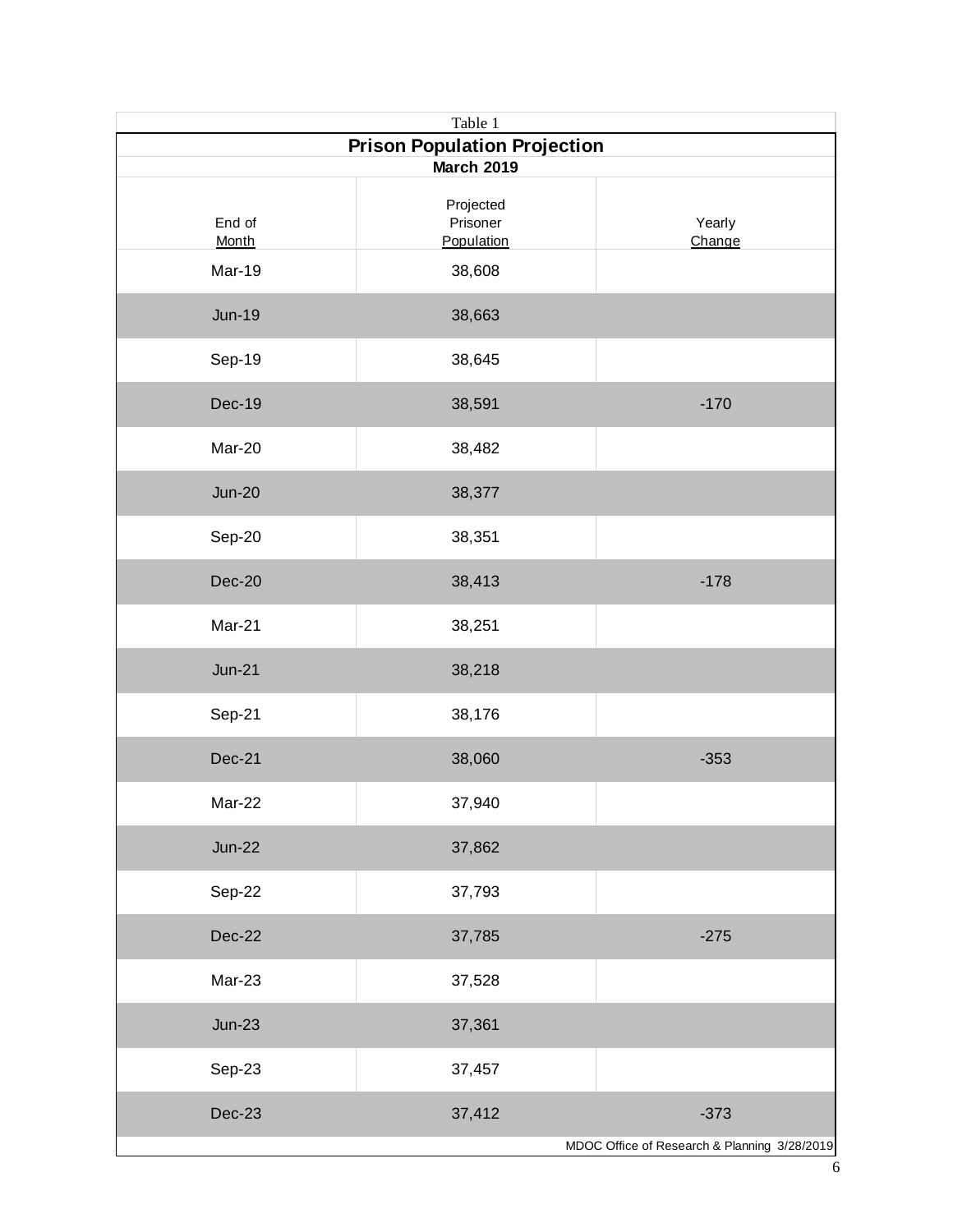Table 1

## Prison Population Projection

**March 2019**

| End of Month | Projected Prisoner Population | Yearly Change |
|---|---|---|
| Mar-19 | 38,608 | |
| Jun-19 | 38,663 | |
| Sep-19 | 38,645 | |
| Dec-19 | 38,591 | -170 |
| Mar-20 | 38,482 | |
| Jun-20 | 38,377 | |
| Sep-20 | 38,351 | |
| Dec-20 | 38,413 | -178 |
| Mar-21 | 38,251 | |
| Jun-21 | 38,218 | |
| Sep-21 | 38,176 | |
| Dec-21 | 38,060 | -353 |
| Mar-22 | 37,940 | |
| Jun-22 | 37,862 | |
| Sep-22 | 37,793 | |
| Dec-22 | 37,785 | -275 |
| Mar-23 | 37,528 | |
| Jun-23 | 37,361 | |
| Sep-23 | 37,457 | |
| Dec-23 | 37,412 | -373 |

MDOC Office of Research & Planning 3/28/2019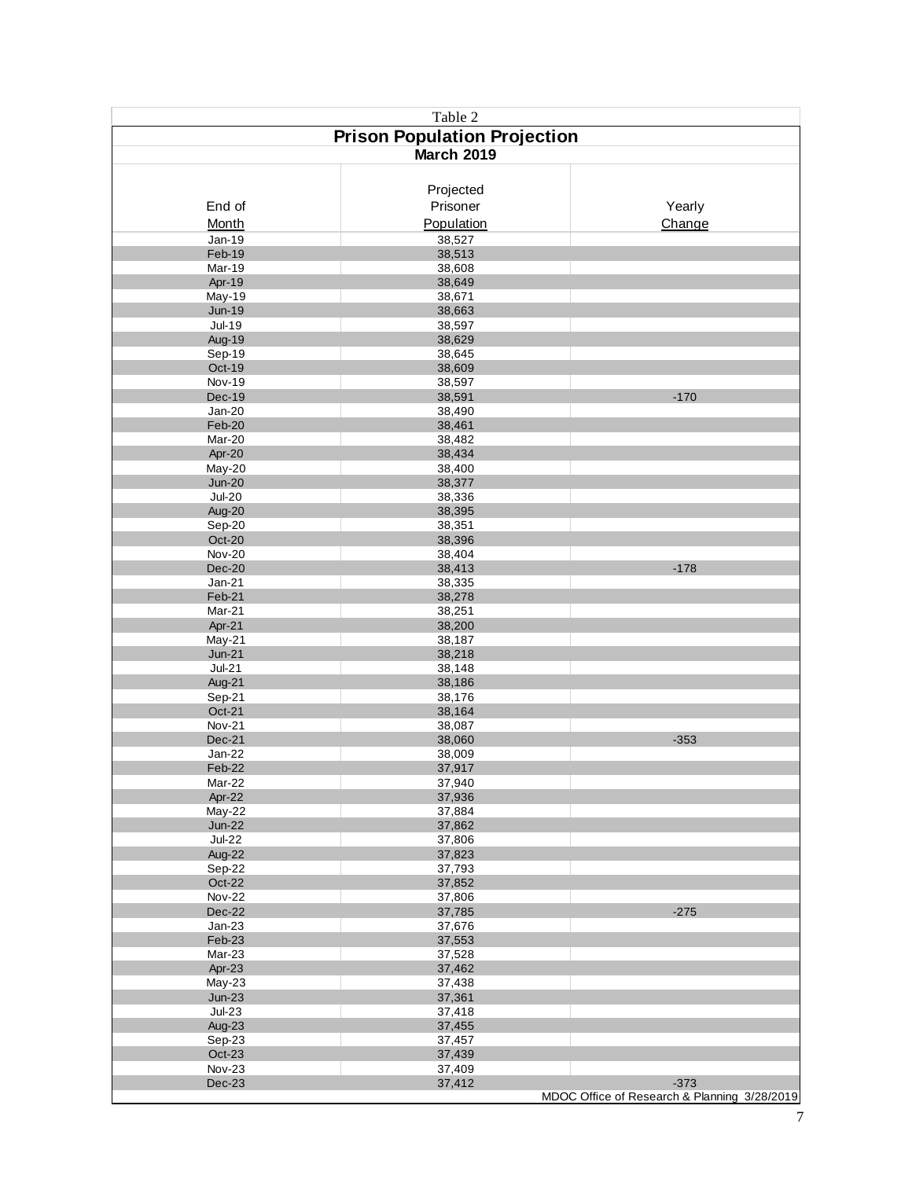Table 2

## Prisoner Population Projection

### March 2019

| End of Month | Projected Prisoner Population | Yearly Change |
|---|---|---|
| Jan-19 | 38,527 | |
| Feb-19 | 38,513 | |
| Mar-19 | 38,608 | |
| Apr-19 | 38,649 | |
| May-19 | 38,671 | |
| Jun-19 | 38,663 | |
| Jul-19 | 38,597 | |
| Aug-19 | 38,629 | |
| Sep-19 | 38,645 | |
| Oct-19 | 38,609 | |
| Nov-19 | 38,597 | |
| Dec-19 | 38,591 | -170 |
| Jan-20 | 38,490 | |
| Feb-20 | 38,461 | |
| Mar-20 | 38,482 | |
| Apr-20 | 38,434 | |
| May-20 | 38,400 | |
| Jun-20 | 38,377 | |
| Jul-20 | 38,336 | |
| Aug-20 | 38,395 | |
| Sep-20 | 38,351 | |
| Oct-20 | 38,396 | |
| Nov-20 | 38,404 | |
| Dec-20 | 38,413 | -178 |
| Jan-21 | 38,335 | |
| Feb-21 | 38,278 | |
| Mar-21 | 38,251 | |
| Apr-21 | 38,200 | |
| May-21 | 38,187 | |
| Jun-21 | 38,218 | |
| Jul-21 | 38,148 | |
| Aug-21 | 38,186 | |
| Sep-21 | 38,176 | |
| Oct-21 | 38,164 | |
| Nov-21 | 38,087 | |
| Dec-21 | 38,060 | -353 |
| Jan-22 | 38,009 | |
| Feb-22 | 37,917 | |
| Mar-22 | 37,940 | |
| Apr-22 | 37,936 | |
| May-22 | 37,884 | |
| Jun-22 | 37,862 | |
| Jul-22 | 37,806 | |
| Aug-22 | 37,823 | |
| Sep-22 | 37,793 | |
| Oct-22 | 37,852 | |
| Nov-22 | 37,806 | |
| Dec-22 | 37,785 | -275 |
| Jan-23 | 37,676 | |
| Feb-23 | 37,553 | |
| Mar-23 | 37,528 | |
| Apr-23 | 37,462 | |
| May-23 | 37,438 | |
| Jun-23 | 37,361 | |
| Jul-23 | 37,418 | |
| Aug-23 | 37,455 | |
| Sep-23 | 37,457 | |
| Oct-23 | 37,439 | |
| Nov-23 | 37,409 | |
| Dec-23 | 37,412 | -373 |

MDOC Office of Research & Planning 3/28/2019